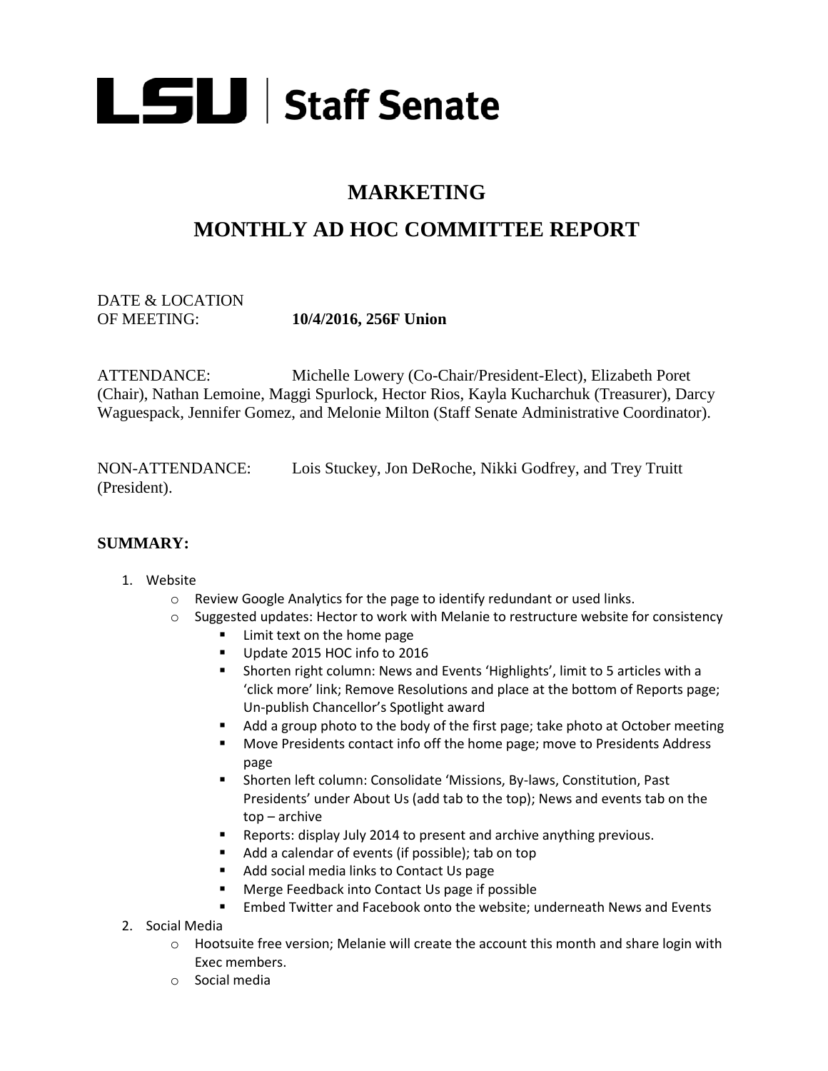# LSU | Staff Senate

## MARKETING

## MONTHLY AD HOC COMMITTEE REPORT

DATE & LOCATION OF MEETING: **10/4/2016, 256F Union**

ATTENDANCE: Michelle Lowery (Co-Chair/President-Elect), Elizabeth Poret (Chair), Nathan Lemoine, Maggi Spurlock, Hector Rios, Kayla Kucharchuk (Treasurer), Darcy Waguespack, Jennifer Gomez, and Melonie Milton (Staff Senate Administrative Coordinator).

NON-ATTENDANCE: Lois Stuckey, Jon DeRoche, Nikki Godfrey, and Trey Truitt (President).

### SUMMARY:

1. Website
   - Review Google Analytics for the page to identify redundant or used links.
   - Suggested updates: Hector to work with Melanie to restructure website for consistency
     - Limit text on the home page
     - Update 2015 HOC info to 2016
     - Shorten right column: News and Events 'Highlights', limit to 5 articles with a 'click more' link; Remove Resolutions and place at the bottom of Reports page; Un-publish Chancellor's Spotlight award
     - Add a group photo to the body of the first page; take photo at October meeting
     - Move Presidents contact info off the home page; move to Presidents Address page
     - Shorten left column: Consolidate 'Missions, By-laws, Constitution, Past Presidents' under About Us (add tab to the top); News and events tab on the top – archive
     - Reports: display July 2014 to present and archive anything previous.
     - Add a calendar of events (if possible); tab on top
     - Add social media links to Contact Us page
     - Merge Feedback into Contact Us page if possible
     - Embed Twitter and Facebook onto the website; underneath News and Events
2. Social Media
   - Hootsuite free version; Melanie will create the account this month and share login with Exec members.
   - Social media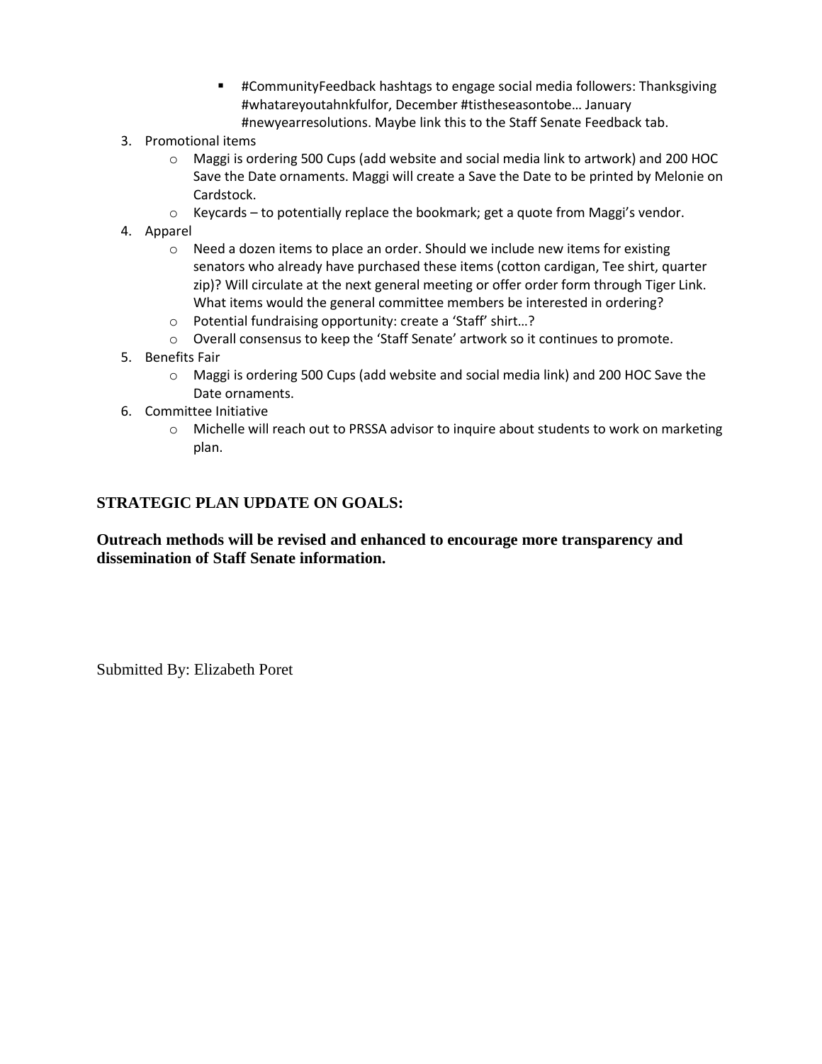- #CommunityFeedback hashtags to engage social media followers: Thanksgiving #whatareyoutahnkfulfor, December #tistheseasontobe… January #newyearresolutions. Maybe link this to the Staff Senate Feedback tab.

3. Promotional items
   - Maggi is ordering 500 Cups (add website and social media link to artwork) and 200 HOC Save the Date ornaments. Maggi will create a Save the Date to be printed by Melonie on Cardstock.
   - Keycards – to potentially replace the bookmark; get a quote from Maggi's vendor.
4. Apparel
   - Need a dozen items to place an order. Should we include new items for existing senators who already have purchased these items (cotton cardigan, Tee shirt, quarter zip)? Will circulate at the next general meeting or offer order form through Tiger Link. What items would the general committee members be interested in ordering?
   - Potential fundraising opportunity: create a 'Staff' shirt…?
   - Overall consensus to keep the 'Staff Senate' artwork so it continues to promote.
5. Benefits Fair
   - Maggi is ordering 500 Cups (add website and social media link) and 200 HOC Save the Date ornaments.
6. Committee Initiative
   - Michelle will reach out to PRSSA advisor to inquire about students to work on marketing plan.

## STRATEGIC PLAN UPDATE ON GOALS:

**Outreach methods will be revised and enhanced to encourage more transparency and dissemination of Staff Senate information.**

Submitted By: Elizabeth Poret